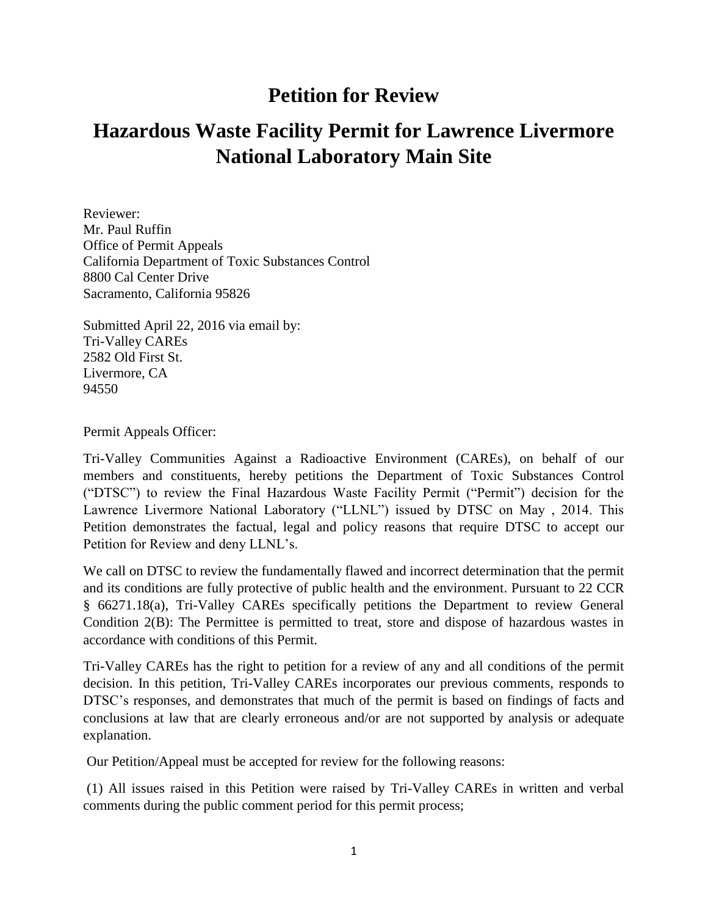# Petition for Review

# Hazardous Waste Facility Permit for Lawrence Livermore National Laboratory Main Site

Reviewer:
Mr. Paul Ruffin
Office of Permit Appeals
California Department of Toxic Substances Control
8800 Cal Center Drive
Sacramento, California 95826

Submitted April 22, 2016 via email by:
Tri-Valley CAREs
2582 Old First St.
Livermore, CA
94550

Permit Appeals Officer:

Tri-Valley Communities Against a Radioactive Environment (CAREs), on behalf of our members and constituents, hereby petitions the Department of Toxic Substances Control ("DTSC") to review the Final Hazardous Waste Facility Permit ("Permit") decision for the Lawrence Livermore National Laboratory ("LLNL") issued by DTSC on May , 2014. This Petition demonstrates the factual, legal and policy reasons that require DTSC to accept our Petition for Review and deny LLNL's.

We call on DTSC to review the fundamentally flawed and incorrect determination that the permit and its conditions are fully protective of public health and the environment. Pursuant to 22 CCR § 66271.18(a), Tri-Valley CAREs specifically petitions the Department to review General Condition 2(B): The Permittee is permitted to treat, store and dispose of hazardous wastes in accordance with conditions of this Permit.

Tri-Valley CAREs has the right to petition for a review of any and all conditions of the permit decision. In this petition, Tri-Valley CAREs incorporates our previous comments, responds to DTSC's responses, and demonstrates that much of the permit is based on findings of facts and conclusions at law that are clearly erroneous and/or are not supported by analysis or adequate explanation.

Our Petition/Appeal must be accepted for review for the following reasons:

(1) All issues raised in this Petition were raised by Tri-Valley CAREs in written and verbal comments during the public comment period for this permit process;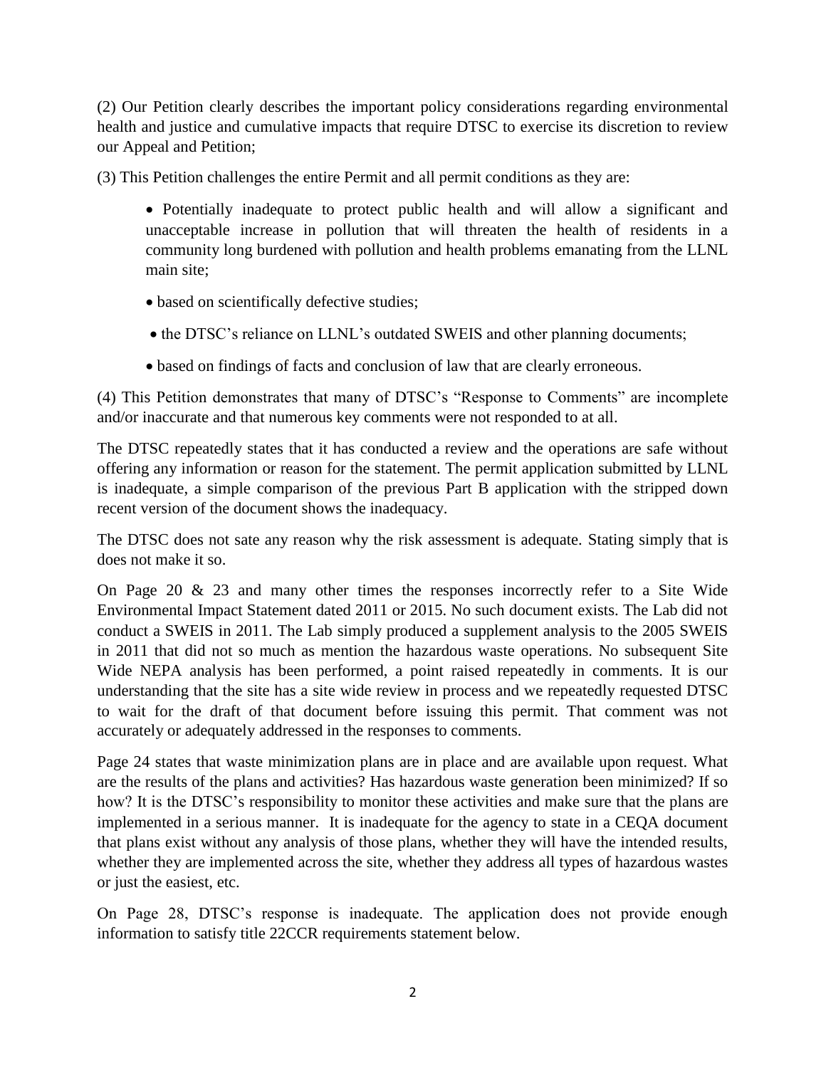(2) Our Petition clearly describes the important policy considerations regarding environmental health and justice and cumulative impacts that require DTSC to exercise its discretion to review our Appeal and Petition;

(3) This Petition challenges the entire Permit and all permit conditions as they are:

- Potentially inadequate to protect public health and will allow a significant and unacceptable increase in pollution that will threaten the health of residents in a community long burdened with pollution and health problems emanating from the LLNL main site;
- based on scientifically defective studies;
- the DTSC's reliance on LLNL's outdated SWEIS and other planning documents;
- based on findings of facts and conclusion of law that are clearly erroneous.

(4) This Petition demonstrates that many of DTSC's "Response to Comments" are incomplete and/or inaccurate and that numerous key comments were not responded to at all.

The DTSC repeatedly states that it has conducted a review and the operations are safe without offering any information or reason for the statement. The permit application submitted by LLNL is inadequate, a simple comparison of the previous Part B application with the stripped down recent version of the document shows the inadequacy.

The DTSC does not sate any reason why the risk assessment is adequate. Stating simply that is does not make it so.

On Page 20 & 23 and many other times the responses incorrectly refer to a Site Wide Environmental Impact Statement dated 2011 or 2015. No such document exists. The Lab did not conduct a SWEIS in 2011. The Lab simply produced a supplement analysis to the 2005 SWEIS in 2011 that did not so much as mention the hazardous waste operations. No subsequent Site Wide NEPA analysis has been performed, a point raised repeatedly in comments. It is our understanding that the site has a site wide review in process and we repeatedly requested DTSC to wait for the draft of that document before issuing this permit. That comment was not accurately or adequately addressed in the responses to comments.

Page 24 states that waste minimization plans are in place and are available upon request. What are the results of the plans and activities? Has hazardous waste generation been minimized? If so how? It is the DTSC's responsibility to monitor these activities and make sure that the plans are implemented in a serious manner. It is inadequate for the agency to state in a CEQA document that plans exist without any analysis of those plans, whether they will have the intended results, whether they are implemented across the site, whether they address all types of hazardous wastes or just the easiest, etc.

On Page 28, DTSC's response is inadequate. The application does not provide enough information to satisfy title 22CCR requirements statement below.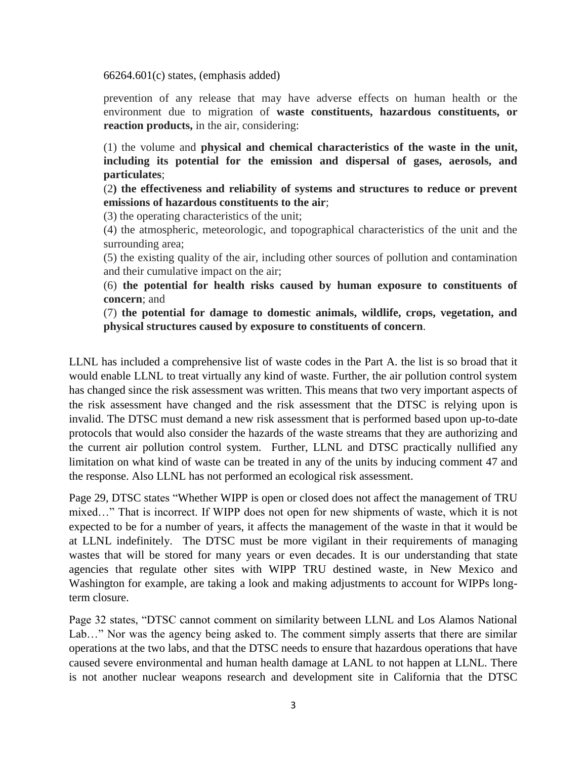66264.601(c) states, (emphasis added)

> prevention of any release that may have adverse effects on human health or the environment due to migration of **waste constituents, hazardous constituents, or reaction products,** in the air, considering:
>
> (1) the volume and **physical and chemical characteristics of the waste in the unit, including its potential for the emission and dispersal of gases, aerosols, and particulates**;
>
> (2**) the effectiveness and reliability of systems and structures to reduce or prevent emissions of hazardous constituents to the air**;
>
> (3) the operating characteristics of the unit;
>
> (4) the atmospheric, meteorologic, and topographical characteristics of the unit and the surrounding area;
>
> (5) the existing quality of the air, including other sources of pollution and contamination and their cumulative impact on the air;
>
> (6) **the potential for health risks caused by human exposure to constituents of concern**; and
>
> (7) **the potential for damage to domestic animals, wildlife, crops, vegetation, and physical structures caused by exposure to constituents of concern**.

LLNL has included a comprehensive list of waste codes in the Part A. the list is so broad that it would enable LLNL to treat virtually any kind of waste. Further, the air pollution control system has changed since the risk assessment was written. This means that two very important aspects of the risk assessment have changed and the risk assessment that the DTSC is relying upon is invalid. The DTSC must demand a new risk assessment that is performed based upon up-to-date protocols that would also consider the hazards of the waste streams that they are authorizing and the current air pollution control system. Further, LLNL and DTSC practically nullified any limitation on what kind of waste can be treated in any of the units by inducing comment 47 and the response. Also LLNL has not performed an ecological risk assessment.

Page 29, DTSC states "Whether WIPP is open or closed does not affect the management of TRU mixed…" That is incorrect. If WIPP does not open for new shipments of waste, which it is not expected to be for a number of years, it affects the management of the waste in that it would be at LLNL indefinitely. The DTSC must be more vigilant in their requirements of managing wastes that will be stored for many years or even decades. It is our understanding that state agencies that regulate other sites with WIPP TRU destined waste, in New Mexico and Washington for example, are taking a look and making adjustments to account for WIPPs long-term closure.

Page 32 states, "DTSC cannot comment on similarity between LLNL and Los Alamos National Lab…" Nor was the agency being asked to. The comment simply asserts that there are similar operations at the two labs, and that the DTSC needs to ensure that hazardous operations that have caused severe environmental and human health damage at LANL to not happen at LLNL. There is not another nuclear weapons research and development site in California that the DTSC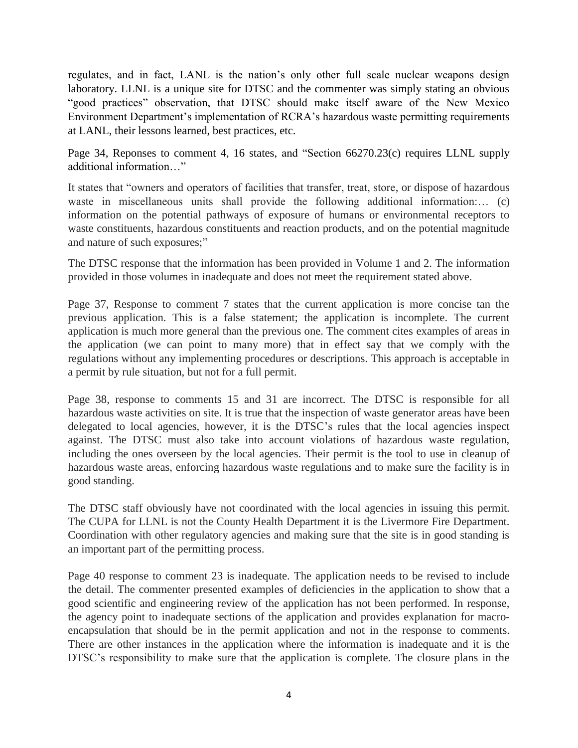regulates, and in fact, LANL is the nation's only other full scale nuclear weapons design laboratory. LLNL is a unique site for DTSC and the commenter was simply stating an obvious "good practices" observation, that DTSC should make itself aware of the New Mexico Environment Department's implementation of RCRA's hazardous waste permitting requirements at LANL, their lessons learned, best practices, etc.

Page 34, Reponses to comment 4, 16 states, and "Section 66270.23(c) requires LLNL supply additional information…"

It states that "owners and operators of facilities that transfer, treat, store, or dispose of hazardous waste in miscellaneous units shall provide the following additional information:… (c) information on the potential pathways of exposure of humans or environmental receptors to waste constituents, hazardous constituents and reaction products, and on the potential magnitude and nature of such exposures;"

The DTSC response that the information has been provided in Volume 1 and 2. The information provided in those volumes in inadequate and does not meet the requirement stated above.

Page 37, Response to comment 7 states that the current application is more concise tan the previous application. This is a false statement; the application is incomplete. The current application is much more general than the previous one. The comment cites examples of areas in the application (we can point to many more) that in effect say that we comply with the regulations without any implementing procedures or descriptions. This approach is acceptable in a permit by rule situation, but not for a full permit.

Page 38, response to comments 15 and 31 are incorrect. The DTSC is responsible for all hazardous waste activities on site. It is true that the inspection of waste generator areas have been delegated to local agencies, however, it is the DTSC's rules that the local agencies inspect against. The DTSC must also take into account violations of hazardous waste regulation, including the ones overseen by the local agencies. Their permit is the tool to use in cleanup of hazardous waste areas, enforcing hazardous waste regulations and to make sure the facility is in good standing.

The DTSC staff obviously have not coordinated with the local agencies in issuing this permit. The CUPA for LLNL is not the County Health Department it is the Livermore Fire Department. Coordination with other regulatory agencies and making sure that the site is in good standing is an important part of the permitting process.

Page 40 response to comment 23 is inadequate. The application needs to be revised to include the detail. The commenter presented examples of deficiencies in the application to show that a good scientific and engineering review of the application has not been performed. In response, the agency point to inadequate sections of the application and provides explanation for macro-encapsulation that should be in the permit application and not in the response to comments. There are other instances in the application where the information is inadequate and it is the DTSC's responsibility to make sure that the application is complete. The closure plans in the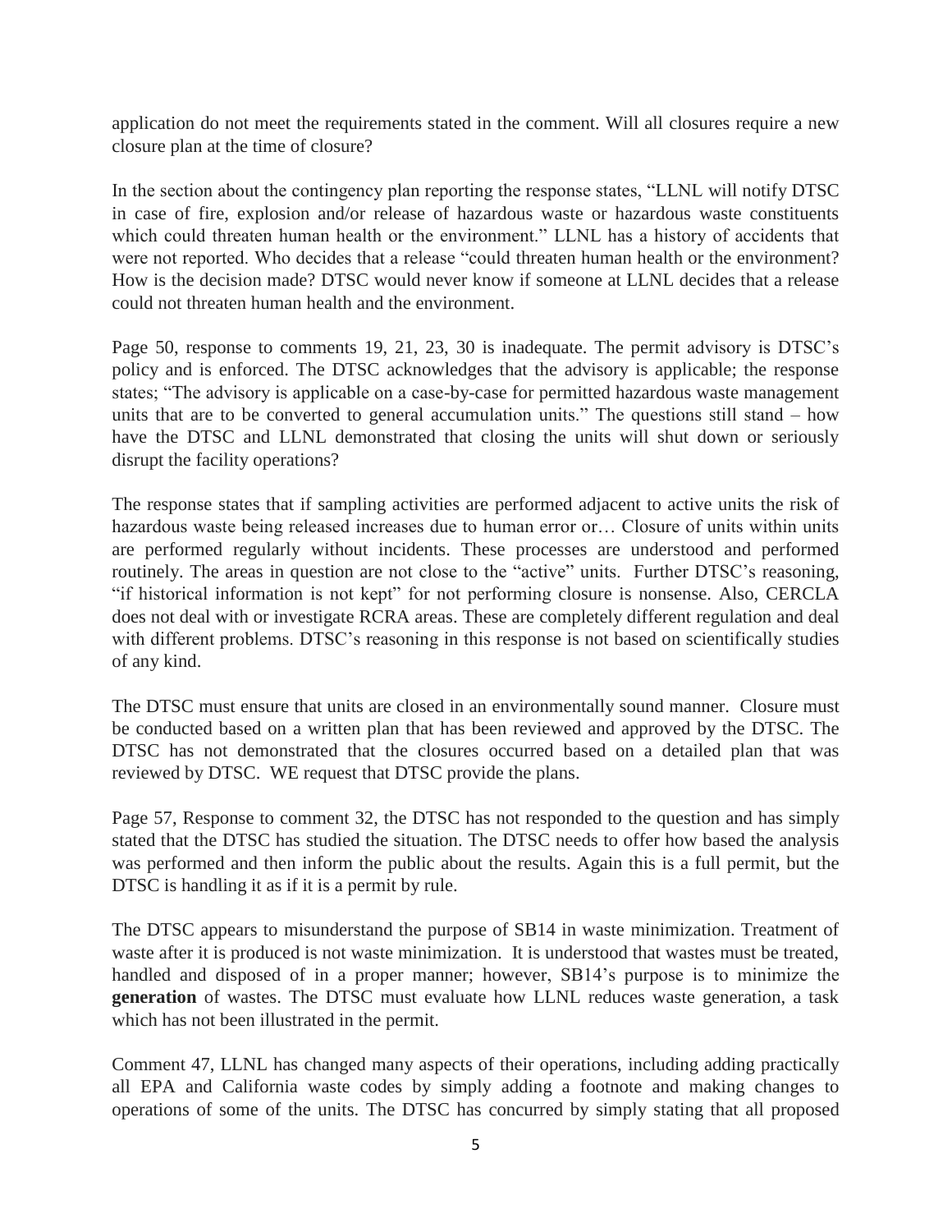application do not meet the requirements stated in the comment. Will all closures require a new closure plan at the time of closure?

In the section about the contingency plan reporting the response states, "LLNL will notify DTSC in case of fire, explosion and/or release of hazardous waste or hazardous waste constituents which could threaten human health or the environment." LLNL has a history of accidents that were not reported. Who decides that a release "could threaten human health or the environment? How is the decision made? DTSC would never know if someone at LLNL decides that a release could not threaten human health and the environment.

Page 50, response to comments 19, 21, 23, 30 is inadequate. The permit advisory is DTSC's policy and is enforced. The DTSC acknowledges that the advisory is applicable; the response states; "The advisory is applicable on a case-by-case for permitted hazardous waste management units that are to be converted to general accumulation units." The questions still stand – how have the DTSC and LLNL demonstrated that closing the units will shut down or seriously disrupt the facility operations?

The response states that if sampling activities are performed adjacent to active units the risk of hazardous waste being released increases due to human error or… Closure of units within units are performed regularly without incidents. These processes are understood and performed routinely. The areas in question are not close to the "active" units. Further DTSC's reasoning, "if historical information is not kept" for not performing closure is nonsense. Also, CERCLA does not deal with or investigate RCRA areas. These are completely different regulation and deal with different problems. DTSC's reasoning in this response is not based on scientifically studies of any kind.

The DTSC must ensure that units are closed in an environmentally sound manner. Closure must be conducted based on a written plan that has been reviewed and approved by the DTSC. The DTSC has not demonstrated that the closures occurred based on a detailed plan that was reviewed by DTSC. WE request that DTSC provide the plans.

Page 57, Response to comment 32, the DTSC has not responded to the question and has simply stated that the DTSC has studied the situation. The DTSC needs to offer how based the analysis was performed and then inform the public about the results. Again this is a full permit, but the DTSC is handling it as if it is a permit by rule.

The DTSC appears to misunderstand the purpose of SB14 in waste minimization. Treatment of waste after it is produced is not waste minimization. It is understood that wastes must be treated, handled and disposed of in a proper manner; however, SB14's purpose is to minimize the **generation** of wastes. The DTSC must evaluate how LLNL reduces waste generation, a task which has not been illustrated in the permit.

Comment 47, LLNL has changed many aspects of their operations, including adding practically all EPA and California waste codes by simply adding a footnote and making changes to operations of some of the units. The DTSC has concurred by simply stating that all proposed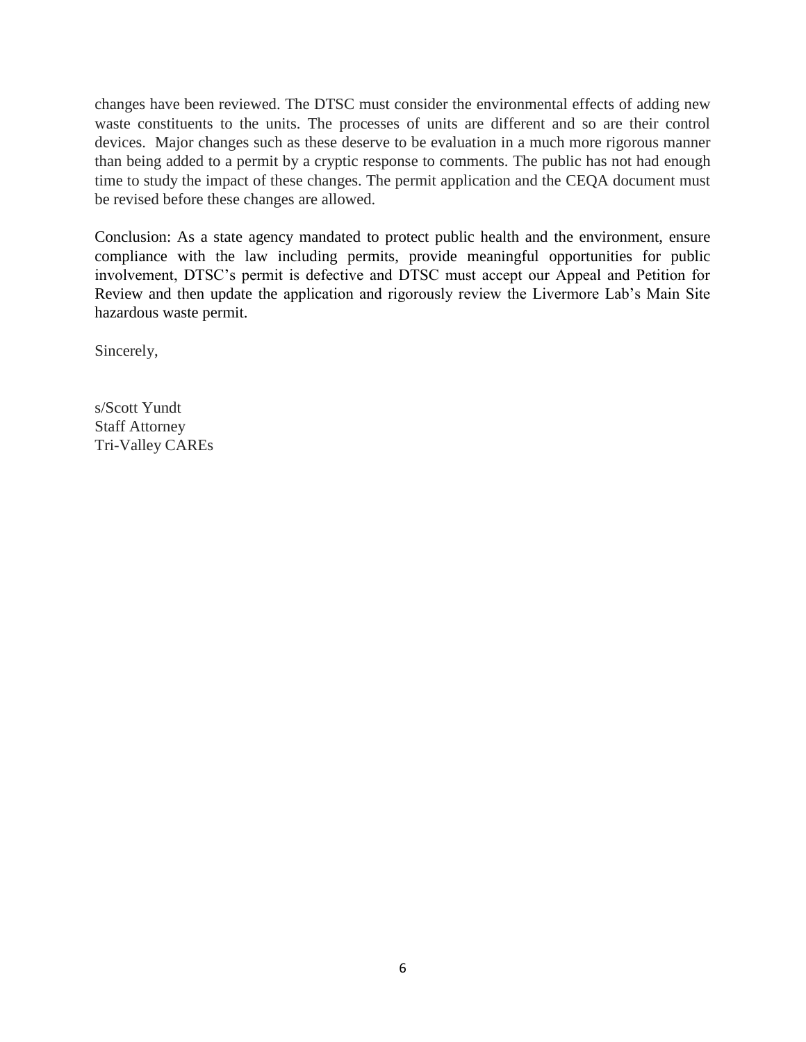changes have been reviewed. The DTSC must consider the environmental effects of adding new waste constituents to the units. The processes of units are different and so are their control devices. Major changes such as these deserve to be evaluation in a much more rigorous manner than being added to a permit by a cryptic response to comments. The public has not had enough time to study the impact of these changes. The permit application and the CEQA document must be revised before these changes are allowed.

Conclusion: As a state agency mandated to protect public health and the environment, ensure compliance with the law including permits, provide meaningful opportunities for public involvement, DTSC's permit is defective and DTSC must accept our Appeal and Petition for Review and then update the application and rigorously review the Livermore Lab's Main Site hazardous waste permit.

Sincerely,

s/Scott Yundt  
Staff Attorney  
Tri-Valley CAREs